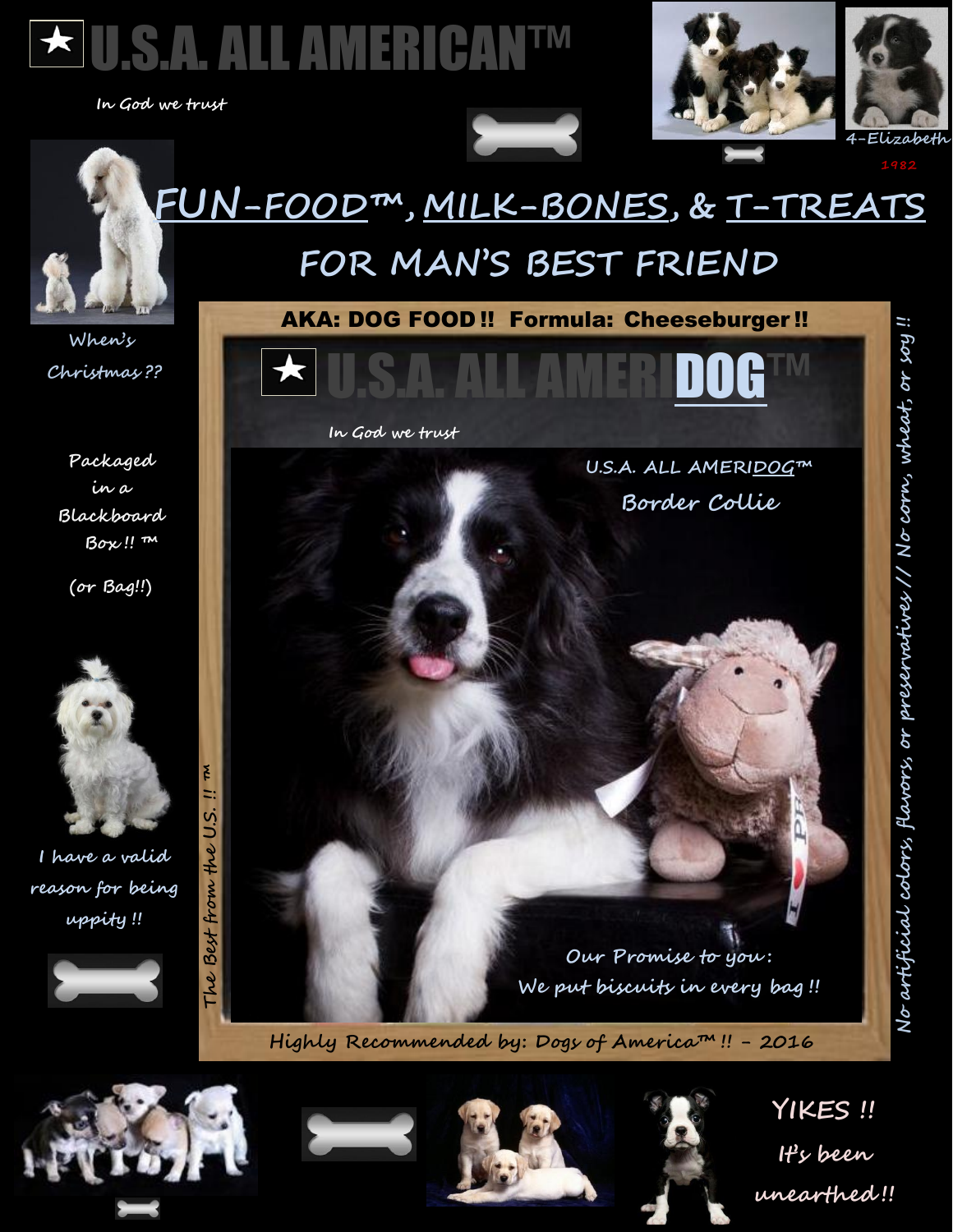# ★ U.S.A. ALL AMERICAN™

*In God we trust*

4-Elizabeth

1982

## FUN-FOOD™, MILK-BONES, & T-TREATS

## FOR MAN'S BEST FRIEND

When's Christmas ??

Packaged in a Blackboard Box !! ™

(or Bag!!)

I have a valid reason for being uppity !!

**AKA: DOG FOOD !! Formula: Cheeseburger !!**

# ★ U.S.A. ALL AMERIDOG™

*In God we trust*

U.S.A. ALL AMERIDOG™

Border Collie

The Best from the U.S. !! ™

Our Promise to you:
We put biscuits in every bag !!

Highly Recommended by: Dogs of America™ !! – 2016

No artificial colors, flavors, or preservatives // No corn, wheat, or soy !!

YIKES !!
It's been unearthed!!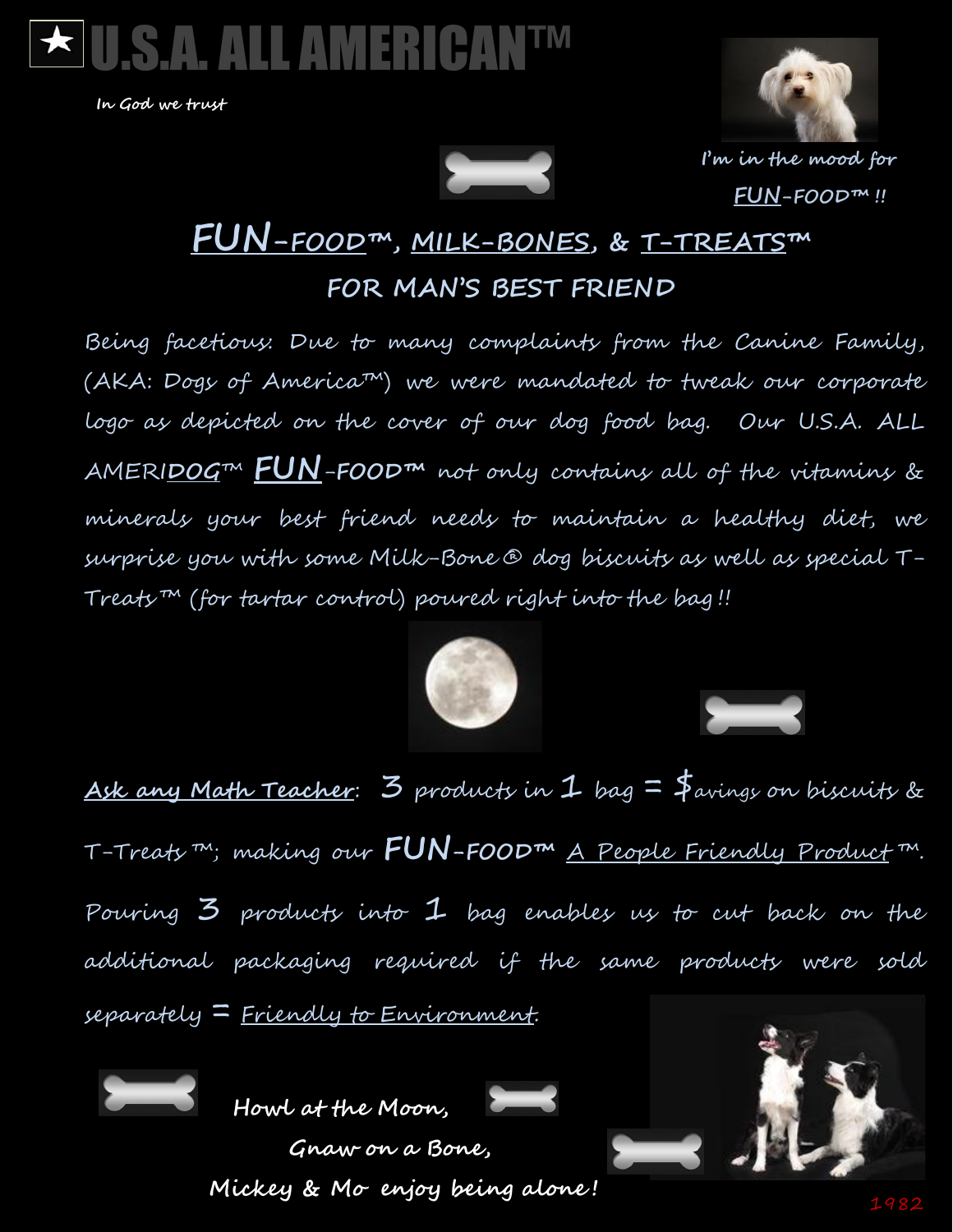# ★ U.S.A. ALL AMERICAN™

*In God we trust*

*I'm in the mood for FUN-FOOD™ !!*

## FUN-FOOD™, MILK-BONES, & T-TREATS™

### FOR MAN'S BEST FRIEND

Being facetious: Due to many complaints from the Canine Family, (AKA: Dogs of America™) we were mandated to tweak our corporate logo as depicted on the cover of our dog food bag. Our U.S.A. ALL AMERIDOG™ FUN-FOOD™ not only contains all of the vitamins & minerals your best friend needs to maintain a healthy diet, we surprise you with some Milk-Bone® dog biscuits as well as special T-Treats™ (for tartar control) poured right into the bag !!

Ask any Math Teacher: 3 products in 1 bag = $avings on biscuits & T-Treats™; making our FUN-FOOD™ A People Friendly Product™. Pouring 3 products into 1 bag enables us to cut back on the additional packaging required if the same products were sold separately = Friendly to Environment.

**Howl at the Moon,**
**Gnaw on a Bone,**
**Mickey & Mo enjoy being alone!**

1982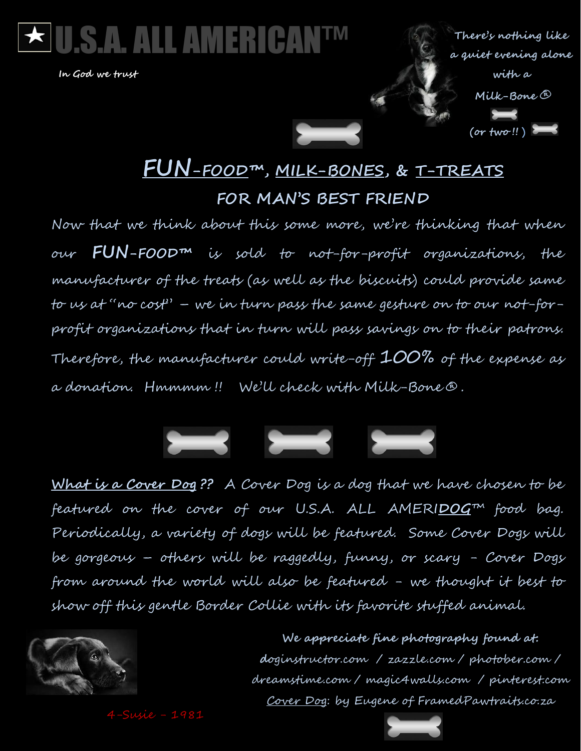# ★ U.S.A. ALL AMERICAN™

In God we trust

There's nothing like a quiet evening alone with a Milk-Bone ® (or two !! )

## FUN-FOOD™, MILK-BONES, & T-TREATS

### FOR MAN'S BEST FRIEND

Now that we think about this some more, we're thinking that when our FUN-FOOD™ is sold to not-for-profit organizations, the manufacturer of the treats (as well as the biscuits) could provide same to us at "no cost" – we in turn pass the same gesture on to our not-for-profit organizations that in turn will pass savings on to their patrons. Therefore, the manufacturer could write-off 100% of the expense as a donation. Hmmmm !! We'll check with Milk-Bone ® .

**What is a Cover Dog ??** A Cover Dog is a dog that we have chosen to be featured on the cover of our U.S.A. ALL AMERIDOG™ food bag. Periodically, a variety of dogs will be featured. Some Cover Dogs will be gorgeous – others will be raggedly, funny, or scary - Cover Dogs from around the world will also be featured - we thought it best to show off this gentle Border Collie with its favorite stuffed animal.

4-Susie - 1981

We appreciate fine photography found at:
doginstructor.com / zazzle.com / photober.com / dreamstime.com / magic4walls.com / pinterest.com
Cover Dog: by Eugene of FramedPawtraits.co.za